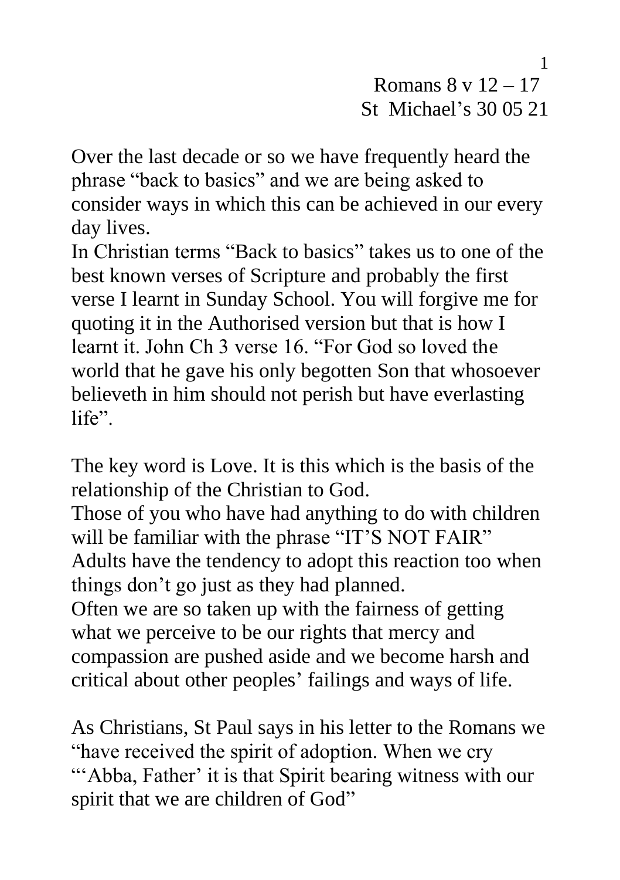Romans 8 v 12 – 17
St Michael's 30 05 21

Over the last decade or so we have frequently heard the phrase "back to basics" and we are being asked to consider ways in which this can be achieved in our every day lives.
In Christian terms "Back to basics" takes us to one of the best known verses of Scripture and probably the first verse I learnt in Sunday School. You will forgive me for quoting it in the Authorised version but that is how I learnt it. John Ch 3 verse 16. "For God so loved the world that he gave his only begotten Son that whosoever believeth in him should not perish but have everlasting life".

The key word is Love. It is this which is the basis of the relationship of the Christian to God.
Those of you who have had anything to do with children will be familiar with the phrase "IT'S NOT FAIR"
Adults have the tendency to adopt this reaction too when things don't go just as they had planned.
Often we are so taken up with the fairness of getting what we perceive to be our rights that mercy and compassion are pushed aside and we become harsh and critical about other peoples' failings and ways of life.

As Christians, St Paul says in his letter to the Romans we "have received the spirit of adoption. When we cry "'Abba, Father' it is that Spirit bearing witness with our spirit that we are children of God"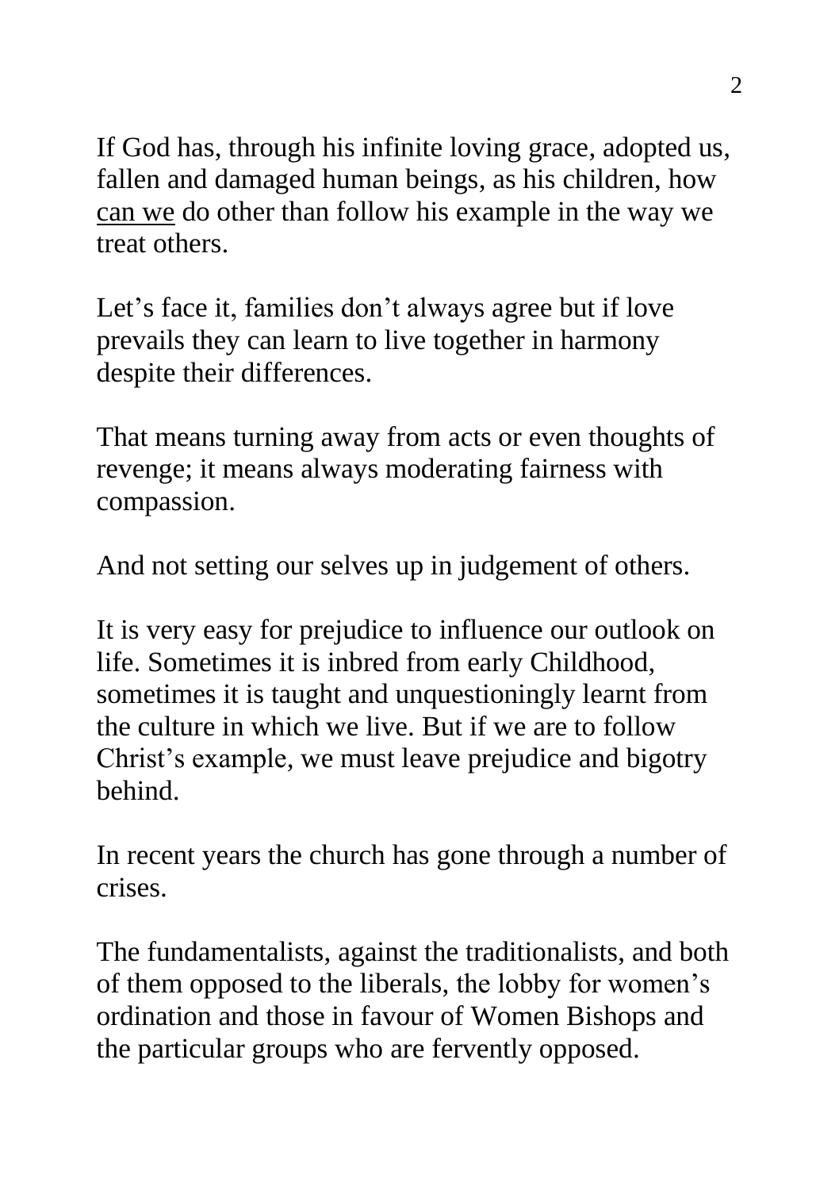If God has, through his infinite loving grace, adopted us, fallen and damaged human beings, as his children, how <u>can we</u> do other than follow his example in the way we treat others.

Let's face it, families don't always agree but if love prevails they can learn to live together in harmony despite their differences.

That means turning away from acts or even thoughts of revenge; it means always moderating fairness with compassion.

And not setting our selves up in judgement of others.

It is very easy for prejudice to influence our outlook on life. Sometimes it is inbred from early Childhood, sometimes it is taught and unquestioningly learnt from the culture in which we live. But if we are to follow Christ's example, we must leave prejudice and bigotry behind.

In recent years the church has gone through a number of crises.

The fundamentalists, against the traditionalists, and both of them opposed to the liberals, the lobby for women's ordination and those in favour of Women Bishops and the particular groups who are fervently opposed.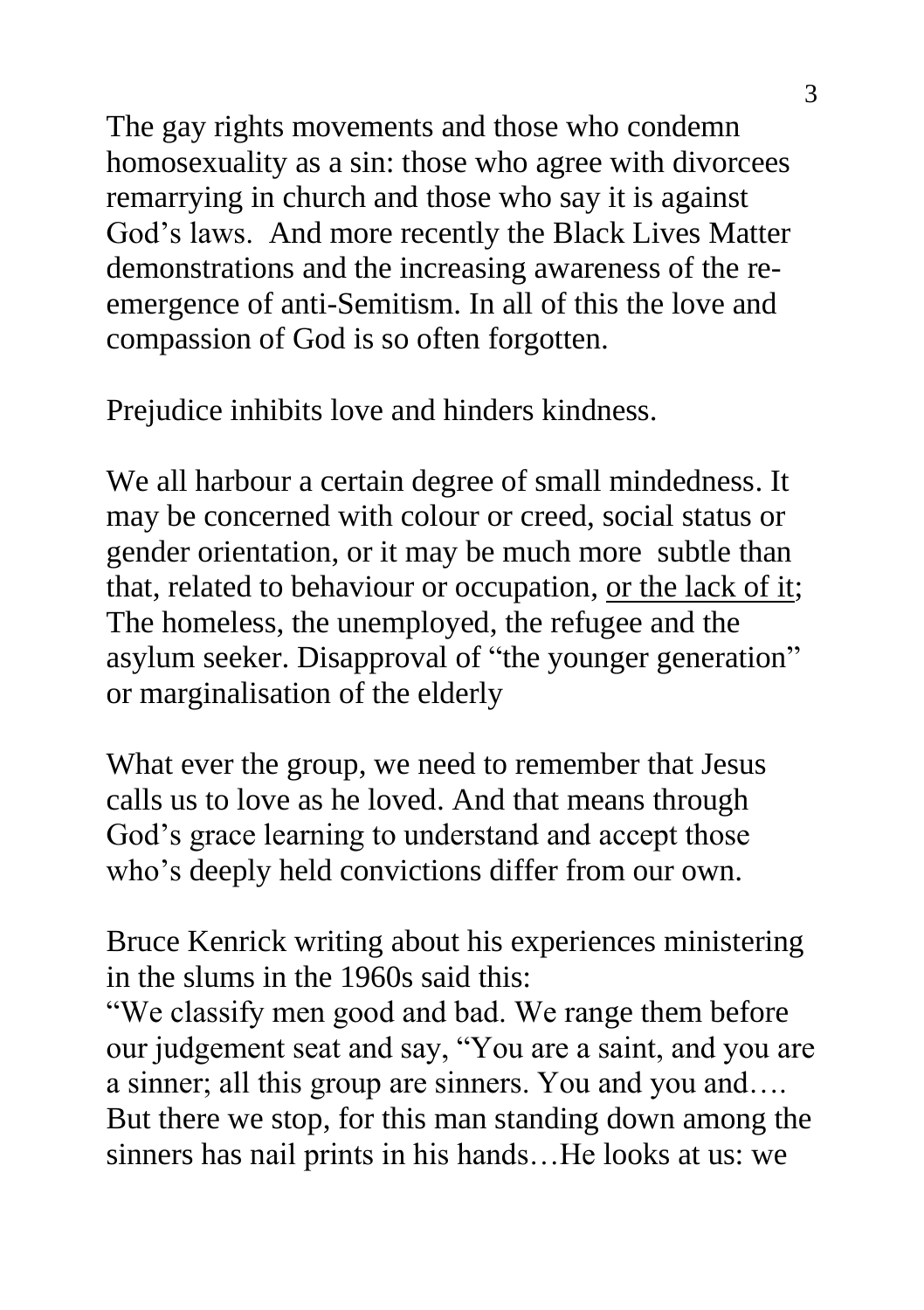The gay rights movements and those who condemn homosexuality as a sin: those who agree with divorcees remarrying in church and those who say it is against God's laws. And more recently the Black Lives Matter demonstrations and the increasing awareness of the re-emergence of anti-Semitism. In all of this the love and compassion of God is so often forgotten.

Prejudice inhibits love and hinders kindness.

We all harbour a certain degree of small mindedness. It may be concerned with colour or creed, social status or gender orientation, or it may be much more subtle than that, related to behaviour or occupation, <u>or the lack of it</u>; The homeless, the unemployed, the refugee and the asylum seeker. Disapproval of "the younger generation" or marginalisation of the elderly

What ever the group, we need to remember that Jesus calls us to love as he loved. And that means through God's grace learning to understand and accept those who's deeply held convictions differ from our own.

Bruce Kenrick writing about his experiences ministering in the slums in the 1960s said this:
"We classify men good and bad. We range them before our judgement seat and say, "You are a saint, and you are a sinner; all this group are sinners. You and you and…. But there we stop, for this man standing down among the sinners has nail prints in his hands…He looks at us: we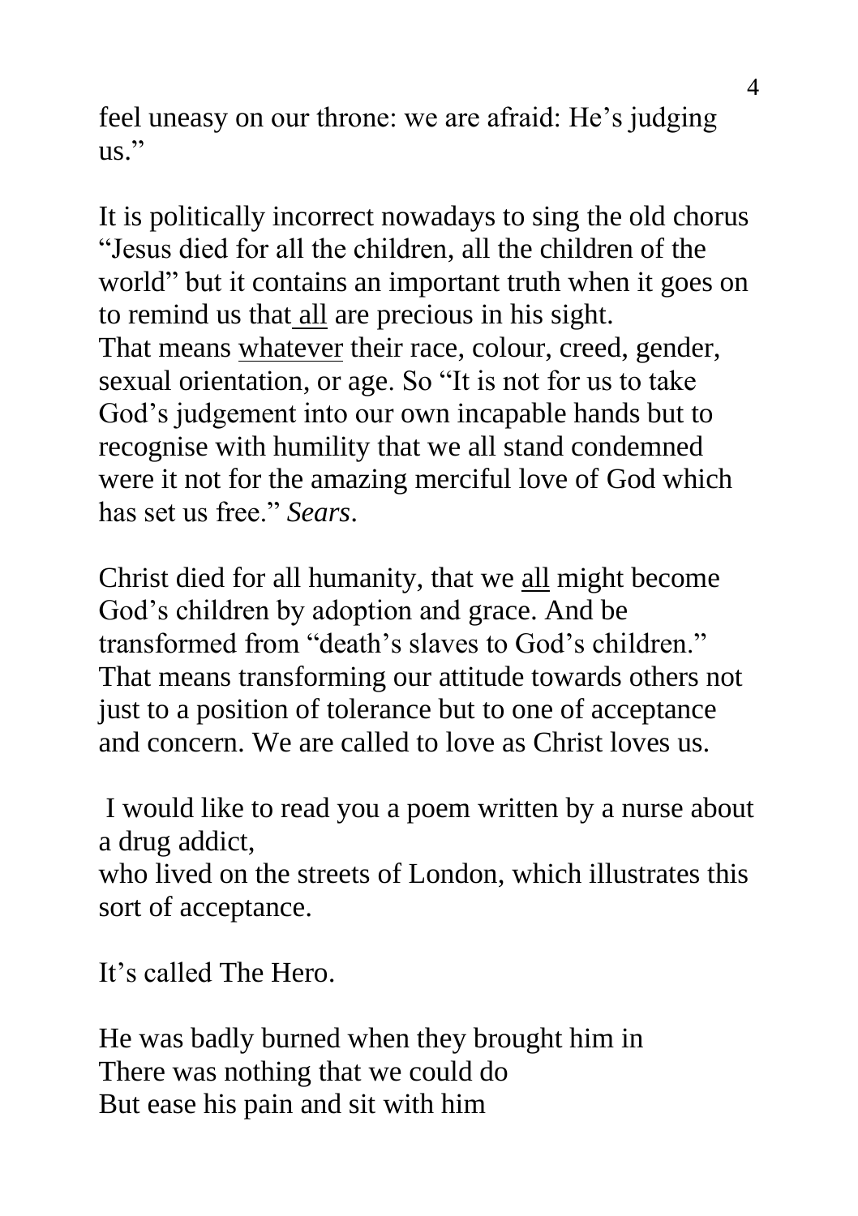feel uneasy on our throne: we are afraid: He's judging us."

It is politically incorrect nowadays to sing the old chorus "Jesus died for all the children, all the children of the world" but it contains an important truth when it goes on to remind us that <u>all</u> are precious in his sight. That means <u>whatever</u> their race, colour, creed, gender, sexual orientation, or age. So "It is not for us to take God's judgement into our own incapable hands but to recognise with humility that we all stand condemned were it not for the amazing merciful love of God which has set us free." *Sears*.

Christ died for all humanity, that we <u>all</u> might become God's children by adoption and grace. And be transformed from "death's slaves to God's children." That means transforming our attitude towards others not just to a position of tolerance but to one of acceptance and concern. We are called to love as Christ loves us.

I would like to read you a poem written by a nurse about a drug addict,
who lived on the streets of London, which illustrates this sort of acceptance.

It's called The Hero.

He was badly burned when they brought him in
There was nothing that we could do
But ease his pain and sit with him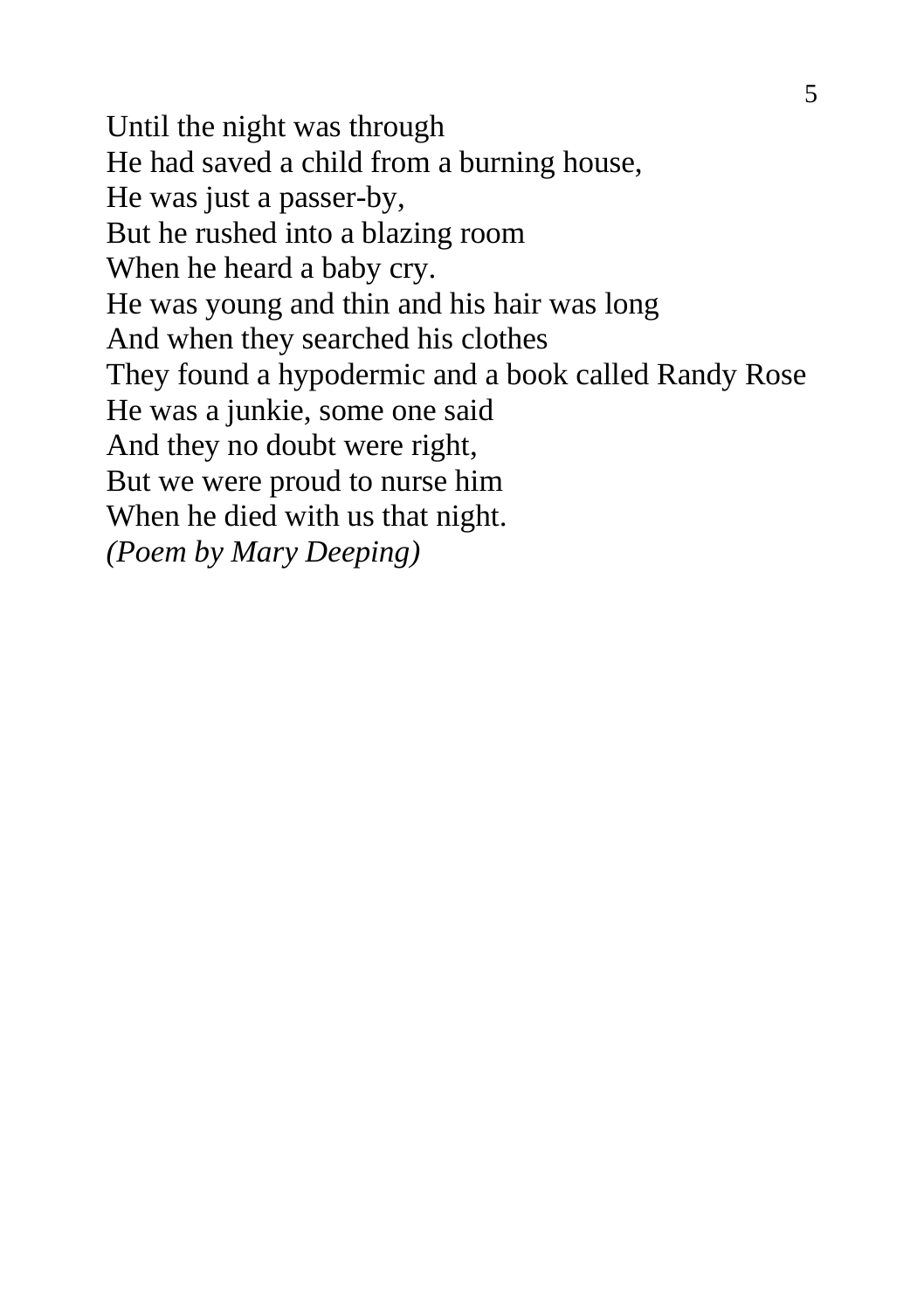Until the night was through  
He had saved a child from a burning house,  
He was just a passer-by,  
But he rushed into a blazing room  
When he heard a baby cry.  
He was young and thin and his hair was long  
And when they searched his clothes  
They found a hypodermic and a book called Randy Rose  
He was a junkie, some one said  
And they no doubt were right,  
But we were proud to nurse him  
When he died with us that night.  
*(Poem by Mary Deeping)*